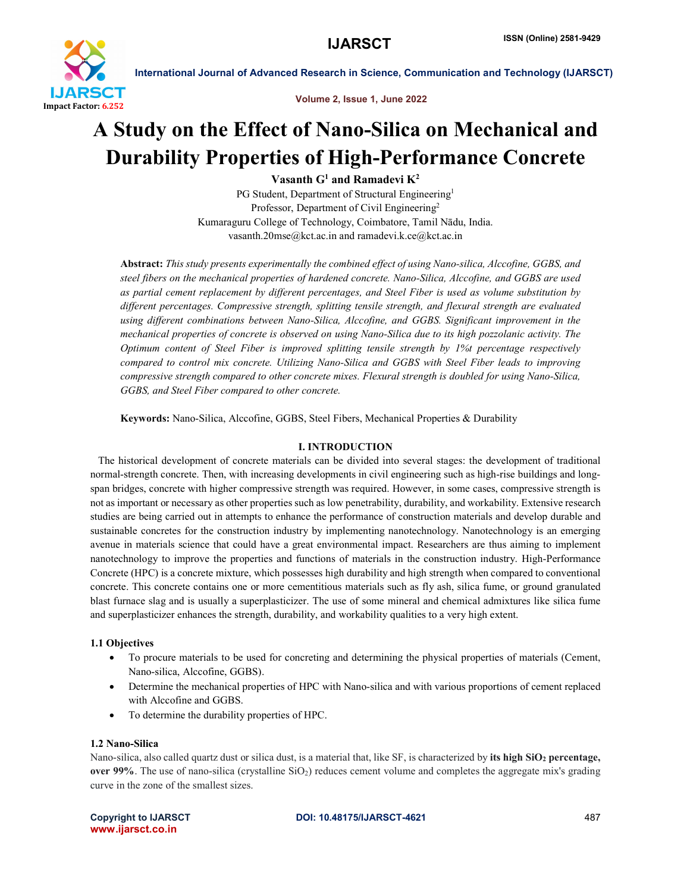# A Study on the Effect of Nano-Silica on Mechanical and Durability Properties of High-Performance Concrete

**Vasanth G[1] and Ramadevi K[2]**

PG Student, Department of Structural Engineering[1]
Professor, Department of Civil Engineering[2]
Kumaraguru College of Technology, Coimbatore, Tamil Nādu, India.
vasanth.20mse@kct.ac.in and ramadevi.k.ce@kct.ac.in

**Abstract:** *This study presents experimentally the combined effect of using Nano-silica, Alccofine, GGBS, and steel fibers on the mechanical properties of hardened concrete. Nano-Silica, Alccofine, and GGBS are used as partial cement replacement by different percentages, and Steel Fiber is used as volume substitution by different percentages. Compressive strength, splitting tensile strength, and flexural strength are evaluated using different combinations between Nano-Silica, Alccofine, and GGBS. Significant improvement in the mechanical properties of concrete is observed on using Nano-Silica due to its high pozzolanic activity. The Optimum content of Steel Fiber is improved splitting tensile strength by 1%t percentage respectively compared to control mix concrete. Utilizing Nano-Silica and GGBS with Steel Fiber leads to improving compressive strength compared to other concrete mixes. Flexural strength is doubled for using Nano-Silica, GGBS, and Steel Fiber compared to other concrete.*

**Keywords:** Nano-Silica, Alccofine, GGBS, Steel Fibers, Mechanical Properties & Durability

## I. INTRODUCTION

The historical development of concrete materials can be divided into several stages: the development of traditional normal-strength concrete. Then, with increasing developments in civil engineering such as high-rise buildings and long-span bridges, concrete with higher compressive strength was required. However, in some cases, compressive strength is not as important or necessary as other properties such as low penetrability, durability, and workability. Extensive research studies are being carried out in attempts to enhance the performance of construction materials and develop durable and sustainable concretes for the construction industry by implementing nanotechnology. Nanotechnology is an emerging avenue in materials science that could have a great environmental impact. Researchers are thus aiming to implement nanotechnology to improve the properties and functions of materials in the construction industry. High-Performance Concrete (HPC) is a concrete mixture, which possesses high durability and high strength when compared to conventional concrete. This concrete contains one or more cementitious materials such as fly ash, silica fume, or ground granulated blast furnace slag and is usually a superplasticizer. The use of some mineral and chemical admixtures like silica fume and superplasticizer enhances the strength, durability, and workability qualities to a very high extent.

### 1.1 Objectives

- To procure materials to be used for concreting and determining the physical properties of materials (Cement, Nano-silica, Alccofine, GGBS).
- Determine the mechanical properties of HPC with Nano-silica and with various proportions of cement replaced with Alccofine and GGBS.
- To determine the durability properties of HPC.

### 1.2 Nano-Silica

Nano-silica, also called quartz dust or silica dust, is a material that, like SF, is characterized by **its high $SiO_2$ percentage, over 99%**. The use of nano-silica (crystalline $SiO_2$) reduces cement volume and completes the aggregate mix's grading curve in the zone of the smallest sizes.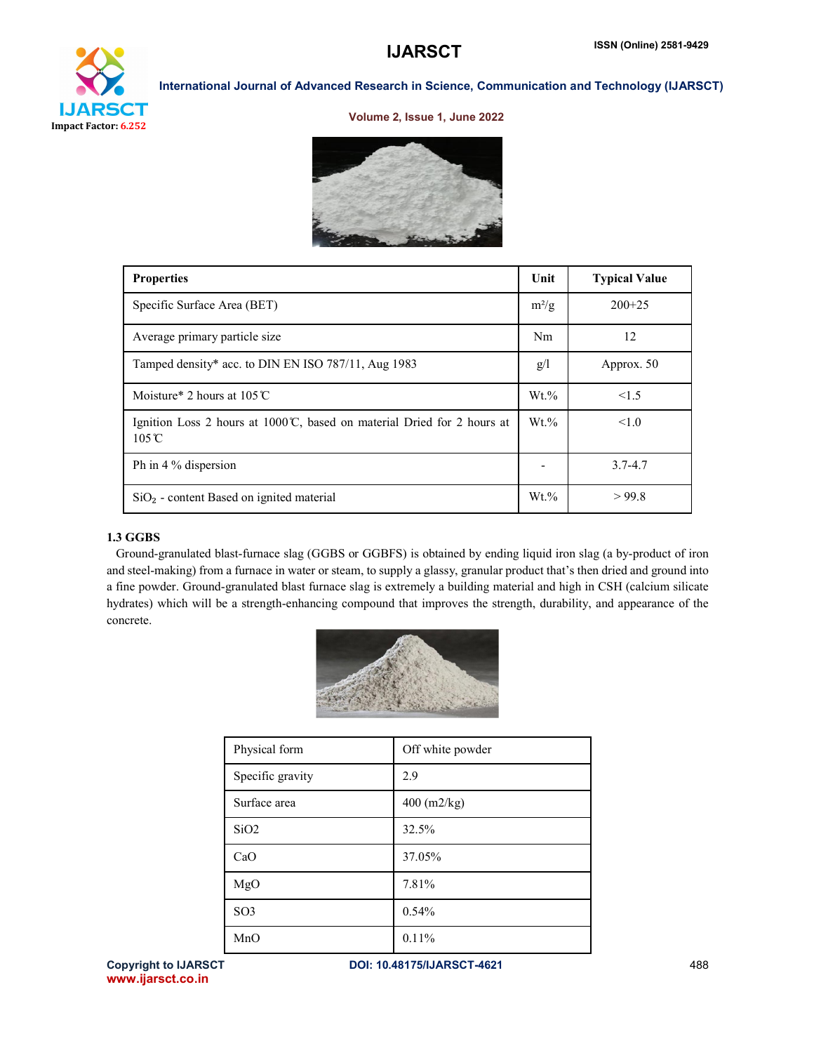| Properties | Unit | Typical Value |
| --- | --- | --- |
| Specific Surface Area (BET) | $m^2/g$ | 200+25 |
| Average primary particle size | Nm | 12 |
| Tamped density* acc. to DIN EN ISO 787/11, Aug 1983 | g/l | Approx. 50 |
| Moisture* 2 hours at 105℃ | Wt.% | <1.5 |
| Ignition Loss 2 hours at 1000℃, based on material Dried for 2 hours at 105℃ | Wt.% | <1.0 |
| Ph in 4 % dispersion | - | 3.7-4.7 |
| $SiO_2$ - content Based on ignited material | Wt.% | > 99.8 |

### 1.3 GGBS

Ground-granulated blast-furnace slag (GGBS or GGBFS) is obtained by ending liquid iron slag (a by-product of iron and steel-making) from a furnace in water or steam, to supply a glassy, granular product that's then dried and ground into a fine powder. Ground-granulated blast furnace slag is extremely a building material and high in CSH (calcium silicate hydrates) which will be a strength-enhancing compound that improves the strength, durability, and appearance of the concrete.

| Physical form | Off white powder |
| --- | --- |
| Specific gravity | 2.9 |
| Surface area | 400 (m2/kg) |
| $SiO_2$ | 32.5% |
| CaO | 37.05% |
| MgO | 7.81% |
| $SO_3$ | 0.54% |
| MnO | 0.11% |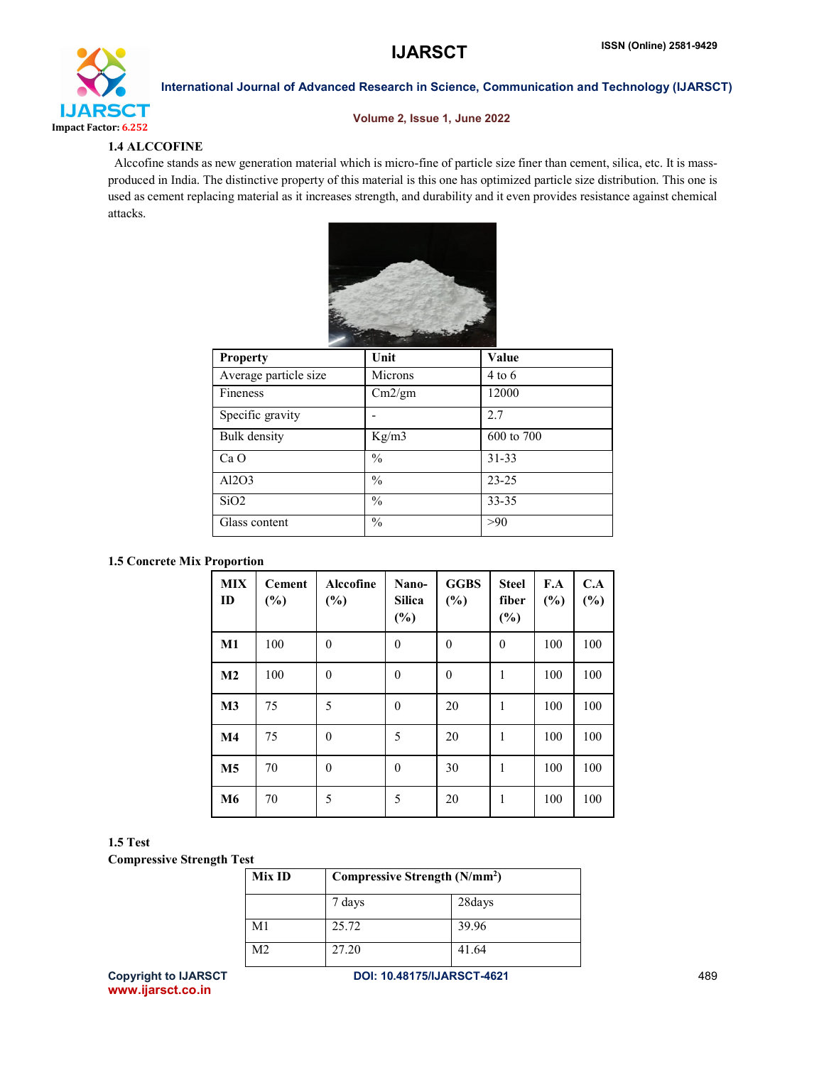### 1.4 ALCCOFINE

Alccofine stands as new generation material which is micro-fine of particle size finer than cement, silica, etc. It is mass-produced in India. The distinctive property of this material is this one has optimized particle size distribution. This one is used as cement replacing material as it increases strength, and durability and it even provides resistance against chemical attacks.

| Property | Unit | Value |
|---|---|---|
| Average particle size | Microns | 4 to 6 |
| Fineness | Cm2/gm | 12000 |
| Specific gravity | - | 2.7 |
| Bulk density | Kg/m3 | 600 to 700 |
| Ca O | % | 31-33 |
| $Al_2O_3$ | % | 23-25 |
| $SiO_2$ | % | 33-35 |
| Glass content | % | >90 |

### 1.5 Concrete Mix Proportion

| MIX ID | Cement (%) | Alccofine (%) | Nano-Silica (%) | GGBS (%) | Steel fiber (%) | F.A (%) | C.A (%) |
|---|---|---|---|---|---|---|---|
| M1 | 100 | 0 | 0 | 0 | 0 | 100 | 100 |
| M2 | 100 | 0 | 0 | 0 | 1 | 100 | 100 |
| M3 | 75 | 5 | 0 | 20 | 1 | 100 | 100 |
| M4 | 75 | 0 | 5 | 20 | 1 | 100 | 100 |
| M5 | 70 | 0 | 0 | 30 | 1 | 100 | 100 |
| M6 | 70 | 5 | 5 | 20 | 1 | 100 | 100 |

### 1.5 Test

**Compressive Strength Test**

| Mix ID | Compressive Strength (N/mm$^2$) | |
|---|---|---|
| | 7 days | 28days |
| M1 | 25.72 | 39.96 |
| M2 | 27.20 | 41.64 |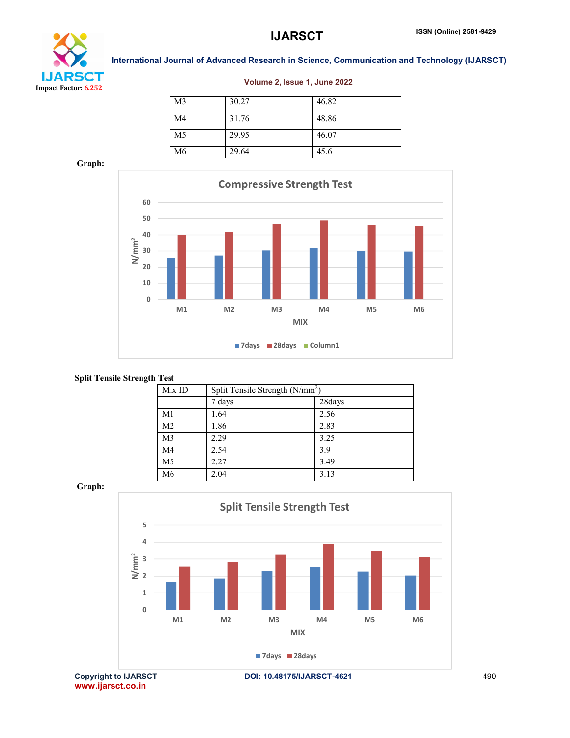| M3 | 30.27 | 46.82 |
|---|---|---|
| M4 | 31.76 | 48.86 |
| M5 | 29.95 | 46.07 |
| M6 | 29.64 | 45.6 |

**Graph:**

**Split Tensile Strength Test**

| Mix ID | Split Tensile Strength ($N/mm^2$) | |
|---|---|---|
| | 7 days | 28days |
| M1 | 1.64 | 2.56 |
| M2 | 1.86 | 2.83 |
| M3 | 2.29 | 3.25 |
| M4 | 2.54 | 3.9 |
| M5 | 2.27 | 3.49 |
| M6 | 2.04 | 3.13 |

**Graph:**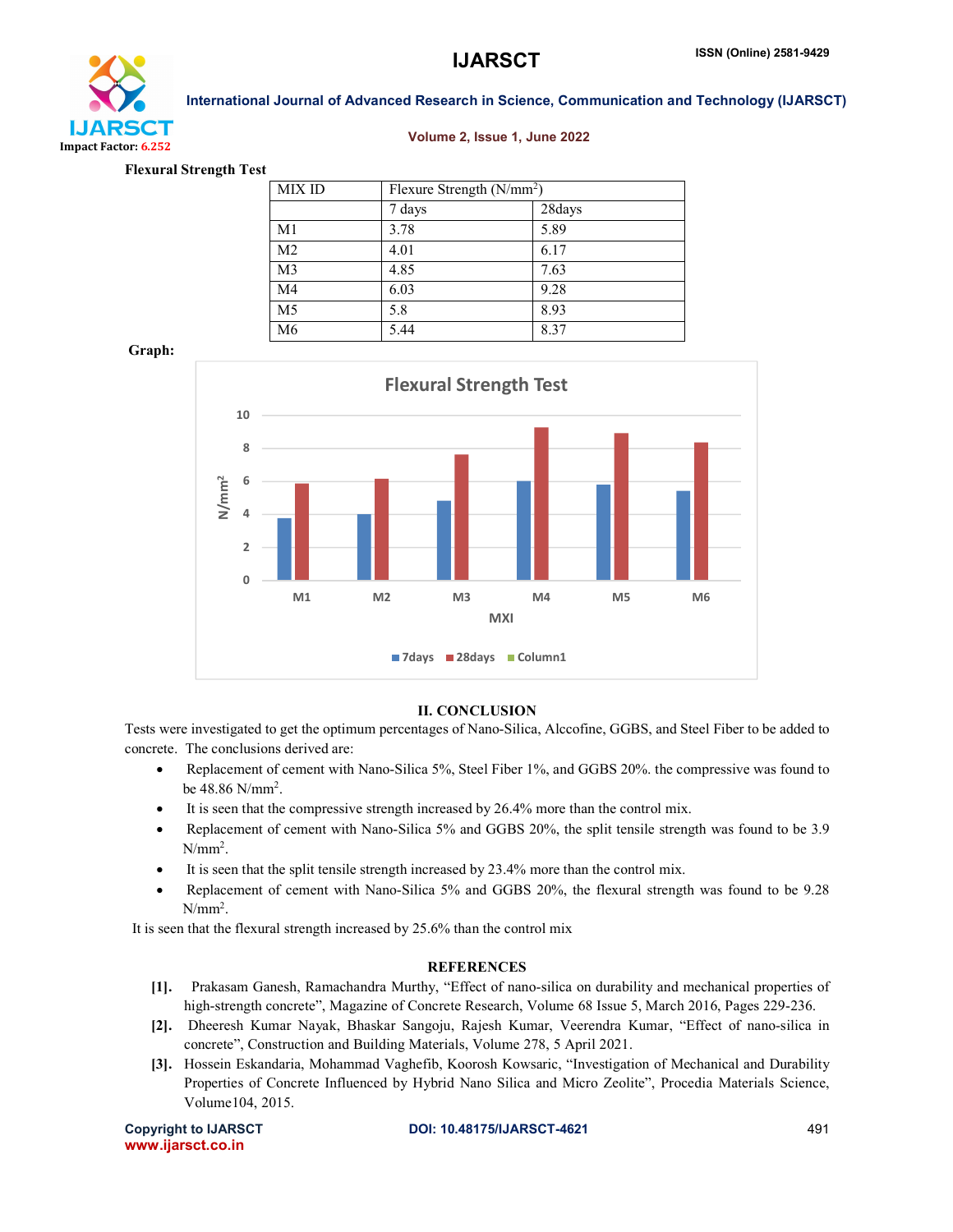**Flexural Strength Test**

| MIX ID | Flexure Strength (N/mm$^2$) | |
|---|---|---|
| | 7 days | 28days |
| M1 | 3.78 | 5.89 |
| M2 | 4.01 | 6.17 |
| M3 | 4.85 | 7.63 |
| M4 | 6.03 | 9.28 |
| M5 | 5.8 | 8.93 |
| M6 | 5.44 | 8.37 |

**Graph:**

## II. CONCLUSION

Tests were investigated to get the optimum percentages of Nano-Silica, Alccofine, GGBS, and Steel Fiber to be added to concrete. The conclusions derived are:

- Replacement of cement with Nano-Silica 5%, Steel Fiber 1%, and GGBS 20%. the compressive was found to be 48.86 N/mm$^2$.
- It is seen that the compressive strength increased by 26.4% more than the control mix.
- Replacement of cement with Nano-Silica 5% and GGBS 20%, the split tensile strength was found to be 3.9 N/mm$^2$.
- It is seen that the split tensile strength increased by 23.4% more than the control mix.
- Replacement of cement with Nano-Silica 5% and GGBS 20%, the flexural strength was found to be 9.28 N/mm$^2$.

It is seen that the flexural strength increased by 25.6% than the control mix

## REFERENCES

[1]. Prakasam Ganesh, Ramachandra Murthy, "Effect of nano-silica on durability and mechanical properties of high-strength concrete", Magazine of Concrete Research, Volume 68 Issue 5, March 2016, Pages 229-236.

[2]. Dheeresh Kumar Nayak, Bhaskar Sangoju, Rajesh Kumar, Veerendra Kumar, "Effect of nano-silica in concrete", Construction and Building Materials, Volume 278, 5 April 2021.

[3]. Hossein Eskandaria, Mohammad Vaghefib, Koorosh Kowsaric, "Investigation of Mechanical and Durability Properties of Concrete Influenced by Hybrid Nano Silica and Micro Zeolite", Procedia Materials Science, Volume104, 2015.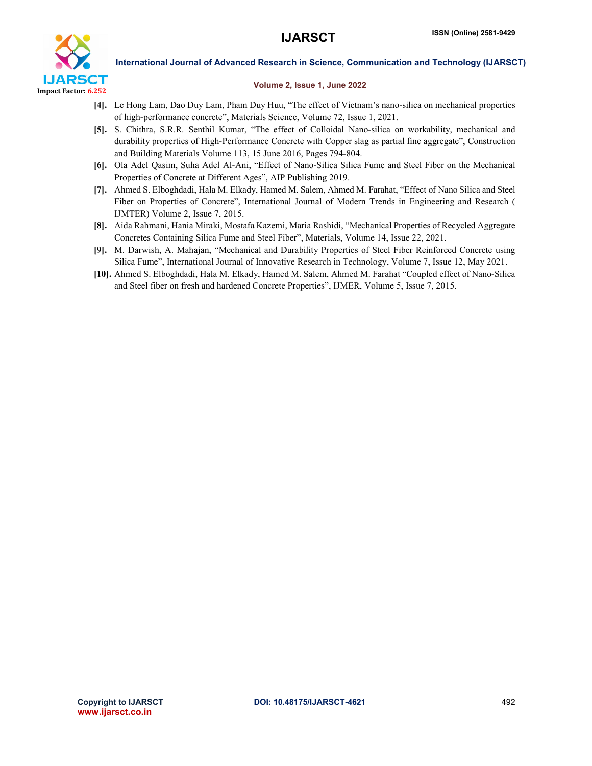**[4].** Le Hong Lam, Dao Duy Lam, Pham Duy Huu, "The effect of Vietnam's nano-silica on mechanical properties of high-performance concrete", Materials Science, Volume 72, Issue 1, 2021.

**[5].** S. Chithra, S.R.R. Senthil Kumar, "The effect of Colloidal Nano-silica on workability, mechanical and durability properties of High-Performance Concrete with Copper slag as partial fine aggregate", Construction and Building Materials Volume 113, 15 June 2016, Pages 794-804.

**[6].** Ola Adel Qasim, Suha Adel Al-Ani, "Effect of Nano-Silica Silica Fume and Steel Fiber on the Mechanical Properties of Concrete at Different Ages", AIP Publishing 2019.

**[7].** Ahmed S. Elboghdadi, Hala M. Elkady, Hamed M. Salem, Ahmed M. Farahat, "Effect of Nano Silica and Steel Fiber on Properties of Concrete", International Journal of Modern Trends in Engineering and Research ( IJMTER) Volume 2, Issue 7, 2015.

**[8].** Aida Rahmani, Hania Miraki, Mostafa Kazemi, Maria Rashidi, "Mechanical Properties of Recycled Aggregate Concretes Containing Silica Fume and Steel Fiber", Materials, Volume 14, Issue 22, 2021.

**[9].** M. Darwish, A. Mahajan, "Mechanical and Durability Properties of Steel Fiber Reinforced Concrete using Silica Fume", International Journal of Innovative Research in Technology, Volume 7, Issue 12, May 2021.

**[10].** Ahmed S. Elboghdadi, Hala M. Elkady, Hamed M. Salem, Ahmed M. Farahat "Coupled effect of Nano-Silica and Steel fiber on fresh and hardened Concrete Properties", IJMER, Volume 5, Issue 7, 2015.